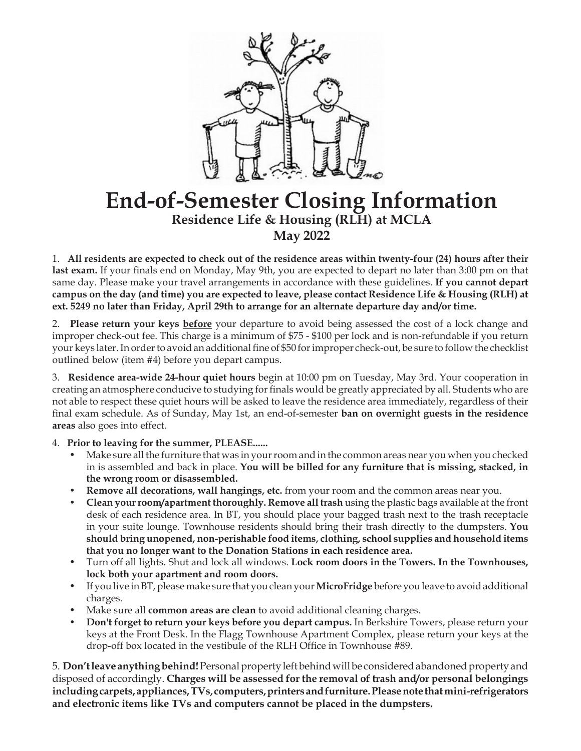# End-of-Semester Closing Information

### Residence Life & Housing (RLH) at MCLA

### May 2022

1. **All residents are expected to check out of the residence areas within twenty-four (24) hours after their last exam.** If your finals end on Monday, May 9th, you are expected to depart no later than 3:00 pm on that same day. Please make your travel arrangements in accordance with these guidelines. **If you cannot depart campus on the day (and time) you are expected to leave, please contact Residence Life & Housing (RLH) at ext. 5249 no later than Friday, April 29th to arrange for an alternate departure day and/or time.**

2. **Please return your keys <u>before</u>** your departure to avoid being assessed the cost of a lock change and improper check-out fee. This charge is a minimum of $75 - $100 per lock and is non-refundable if you return your keys later. In order to avoid an additional fine of $50 for improper check-out, be sure to follow the checklist outlined below (item #4) before you depart campus.

3. **Residence area-wide 24-hour quiet hours** begin at 10:00 pm on Tuesday, May 3rd. Your cooperation in creating an atmosphere conducive to studying for finals would be greatly appreciated by all. Students who are not able to respect these quiet hours will be asked to leave the residence area immediately, regardless of their final exam schedule. As of Sunday, May 1st, an end-of-semester **ban on overnight guests in the residence areas** also goes into effect.

4. **Prior to leaving for the summer, PLEASE......**
   - Make sure all the furniture that was in your room and in the common areas near you when you checked in is assembled and back in place. **You will be billed for any furniture that is missing, stacked, in the wrong room or disassembled.**
   - **Remove all decorations, wall hangings, etc.** from your room and the common areas near you.
   - **Clean your room/apartment thoroughly. Remove all trash** using the plastic bags available at the front desk of each residence area. In BT, you should place your bagged trash next to the trash receptacle in your suite lounge. Townhouse residents should bring their trash directly to the dumpsters. **You should bring unopened, non-perishable food items, clothing, school supplies and household items that you no longer want to the Donation Stations in each residence area.**
   - Turn off all lights. Shut and lock all windows. **Lock room doors in the Towers. In the Townhouses, lock both your apartment and room doors.**
   - If you live in BT, please make sure that you clean your **MicroFridge** before you leave to avoid additional charges.
   - Make sure all **common areas are clean** to avoid additional cleaning charges.
   - **Don't forget to return your keys before you depart campus.** In Berkshire Towers, please return your keys at the Front Desk. In the Flagg Townhouse Apartment Complex, please return your keys at the drop-off box located in the vestibule of the RLH Office in Townhouse #89.

5. **Don't leave anything behind!** Personal property left behind will be considered abandoned property and disposed of accordingly. **Charges will be assessed for the removal of trash and/or personal belongings including carpets, appliances, TVs, computers, printers and furniture. Please note that mini-refrigerators and electronic items like TVs and computers cannot be placed in the dumpsters.**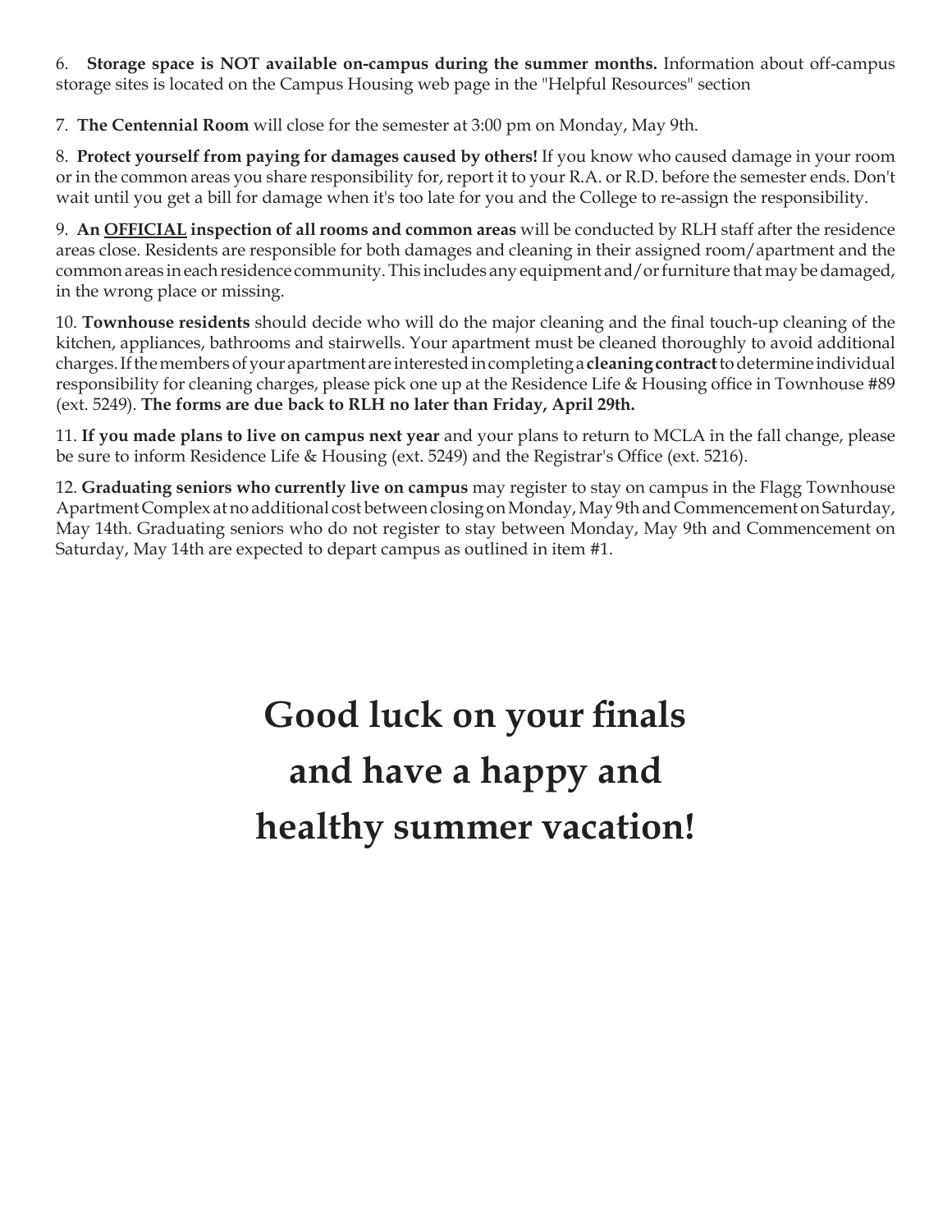6. **Storage space is NOT available on-campus during the summer months.** Information about off-campus storage sites is located on the Campus Housing web page in the "Helpful Resources" section

7. **The Centennial Room** will close for the semester at 3:00 pm on Monday, May 9th.

8. **Protect yourself from paying for damages caused by others!** If you know who caused damage in your room or in the common areas you share responsibility for, report it to your R.A. or R.D. before the semester ends. Don't wait until you get a bill for damage when it's too late for you and the College to re-assign the responsibility.

9. **An <u>OFFICIAL</u> inspection of all rooms and common areas** will be conducted by RLH staff after the residence areas close. Residents are responsible for both damages and cleaning in their assigned room/apartment and the common areas in each residence community. This includes any equipment and/or furniture that may be damaged, in the wrong place or missing.

10. **Townhouse residents** should decide who will do the major cleaning and the final touch-up cleaning of the kitchen, appliances, bathrooms and stairwells. Your apartment must be cleaned thoroughly to avoid additional charges. If the members of your apartment are interested in completing a **cleaning contract** to determine individual responsibility for cleaning charges, please pick one up at the Residence Life & Housing office in Townhouse #89 (ext. 5249). **The forms are due back to RLH no later than Friday, April 29th.**

11. **If you made plans to live on campus next year** and your plans to return to MCLA in the fall change, please be sure to inform Residence Life & Housing (ext. 5249) and the Registrar's Office (ext. 5216).

12. **Graduating seniors who currently live on campus** may register to stay on campus in the Flagg Townhouse Apartment Complex at no additional cost between closing on Monday, May 9th and Commencement on Saturday, May 14th. Graduating seniors who do not register to stay between Monday, May 9th and Commencement on Saturday, May 14th are expected to depart campus as outlined in item #1.

**Good luck on your finals**
**and have a happy and**
**healthy summer vacation!**